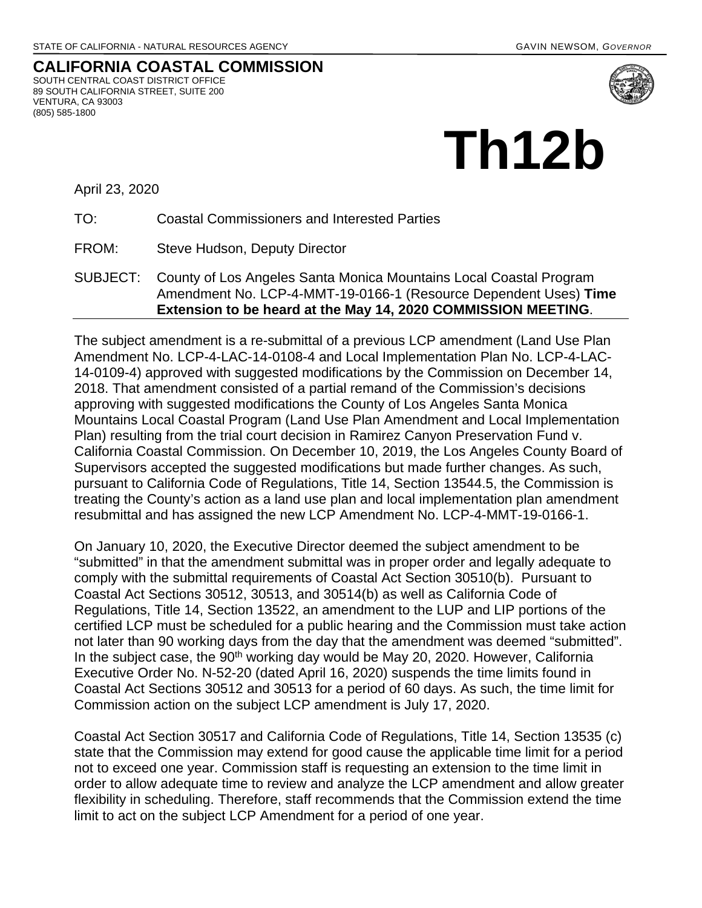STATE OF CALIFORNIA - NATURAL RESOURCES AGENCY GAVIN NEWSOM, *GOVERNOR*

# CALIFORNIA COASTAL COMMISSION

SOUTH CENTRAL COAST DISTRICT OFFICE
89 SOUTH CALIFORNIA STREET, SUITE 200
VENTURA, CA 93003
(805) 585-1800

# Th12b

April 23, 2020

TO: Coastal Commissioners and Interested Parties

FROM: Steve Hudson, Deputy Director

SUBJECT: County of Los Angeles Santa Monica Mountains Local Coastal Program Amendment No. LCP-4-MMT-19-0166-1 (Resource Dependent Uses) **Time Extension to be heard at the May 14, 2020 COMMISSION MEETING**.

The subject amendment is a re-submittal of a previous LCP amendment (Land Use Plan Amendment No. LCP-4-LAC-14-0108-4 and Local Implementation Plan No. LCP-4-LAC-14-0109-4) approved with suggested modifications by the Commission on December 14, 2018. That amendment consisted of a partial remand of the Commission's decisions approving with suggested modifications the County of Los Angeles Santa Monica Mountains Local Coastal Program (Land Use Plan Amendment and Local Implementation Plan) resulting from the trial court decision in Ramirez Canyon Preservation Fund v. California Coastal Commission. On December 10, 2019, the Los Angeles County Board of Supervisors accepted the suggested modifications but made further changes. As such, pursuant to California Code of Regulations, Title 14, Section 13544.5, the Commission is treating the County's action as a land use plan and local implementation plan amendment resubmittal and has assigned the new LCP Amendment No. LCP-4-MMT-19-0166-1.

On January 10, 2020, the Executive Director deemed the subject amendment to be "submitted" in that the amendment submittal was in proper order and legally adequate to comply with the submittal requirements of Coastal Act Section 30510(b). Pursuant to Coastal Act Sections 30512, 30513, and 30514(b) as well as California Code of Regulations, Title 14, Section 13522, an amendment to the LUP and LIP portions of the certified LCP must be scheduled for a public hearing and the Commission must take action not later than 90 working days from the day that the amendment was deemed "submitted". In the subject case, the 90th working day would be May 20, 2020. However, California Executive Order No. N-52-20 (dated April 16, 2020) suspends the time limits found in Coastal Act Sections 30512 and 30513 for a period of 60 days. As such, the time limit for Commission action on the subject LCP amendment is July 17, 2020.

Coastal Act Section 30517 and California Code of Regulations, Title 14, Section 13535 (c) state that the Commission may extend for good cause the applicable time limit for a period not to exceed one year. Commission staff is requesting an extension to the time limit in order to allow adequate time to review and analyze the LCP amendment and allow greater flexibility in scheduling. Therefore, staff recommends that the Commission extend the time limit to act on the subject LCP Amendment for a period of one year.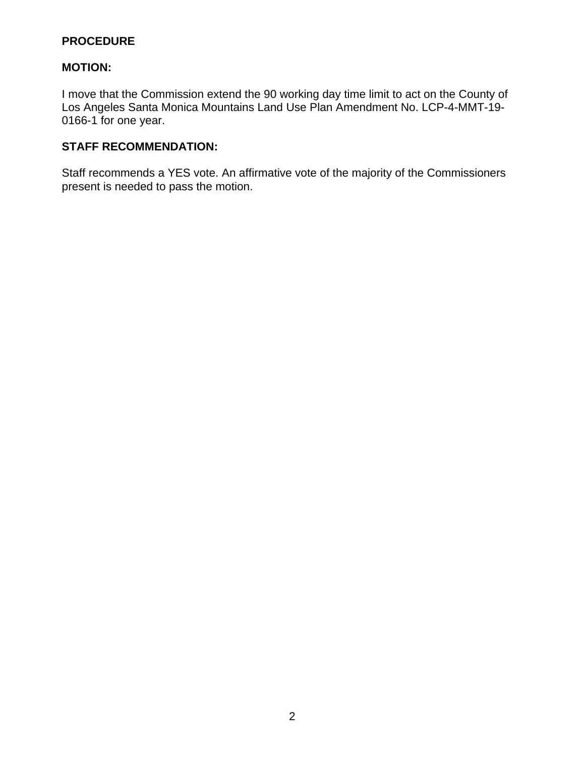**PROCEDURE**

**MOTION:**

I move that the Commission extend the 90 working day time limit to act on the County of Los Angeles Santa Monica Mountains Land Use Plan Amendment No. LCP-4-MMT-19-0166-1 for one year.

**STAFF RECOMMENDATION:**

Staff recommends a YES vote. An affirmative vote of the majority of the Commissioners present is needed to pass the motion.